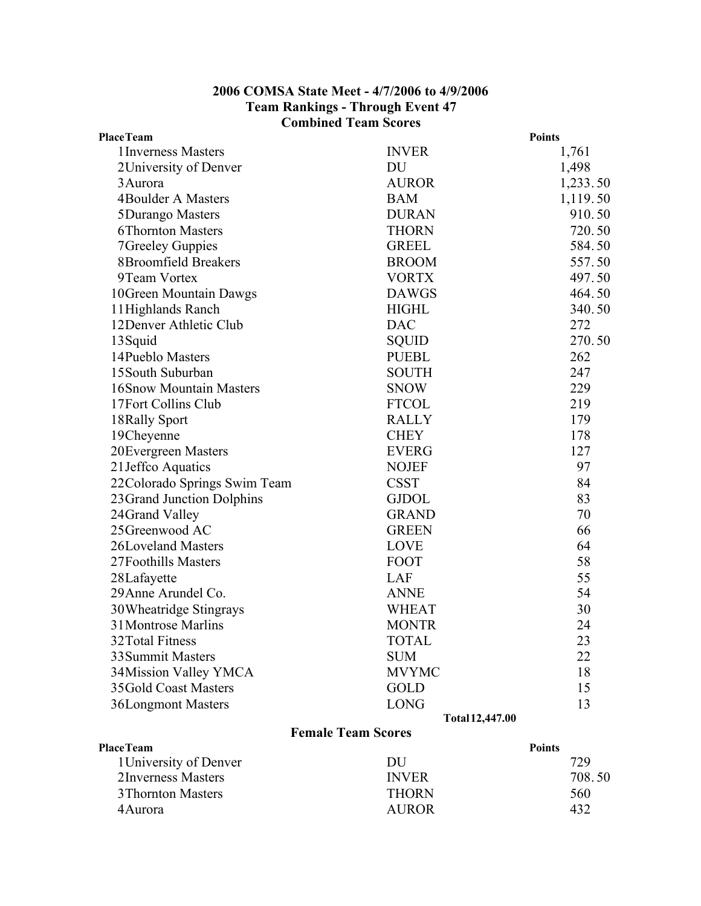# 2006 COMSA State Meet - 4/7/2006 to 4/9/2006

## Team Rankings - Through Event 47

### Combined Team Scores

| Place | Team | | Points |
|---|---|---|---|
| 1 | Inverness Masters | INVER | 1,761 |
| 2 | University of Denver | DU | 1,498 |
| 3 | Aurora | AUROR | 1,233.50 |
| 4 | Boulder A Masters | BAM | 1,119.50 |
| 5 | Durango Masters | DURAN | 910.50 |
| 6 | Thornton Masters | THORN | 720.50 |
| 7 | Greeley Guppies | GREEL | 584.50 |
| 8 | Broomfield Breakers | BROOM | 557.50 |
| 9 | Team Vortex | VORTX | 497.50 |
| 10 | Green Mountain Dawgs | DAWGS | 464.50 |
| 11 | Highlands Ranch | HIGHL | 340.50 |
| 12 | Denver Athletic Club | DAC | 272 |
| 13 | Squid | SQUID | 270.50 |
| 14 | Pueblo Masters | PUEBL | 262 |
| 15 | South Suburban | SOUTH | 247 |
| 16 | Snow Mountain Masters | SNOW | 229 |
| 17 | Fort Collins Club | FTCOL | 219 |
| 18 | Rally Sport | RALLY | 179 |
| 19 | Cheyenne | CHEY | 178 |
| 20 | Evergreen Masters | EVERG | 127 |
| 21 | Jeffco Aquatics | NOJEF | 97 |
| 22 | Colorado Springs Swim Team | CSST | 84 |
| 23 | Grand Junction Dolphins | GJDOL | 83 |
| 24 | Grand Valley | GRAND | 70 |
| 25 | Greenwood AC | GREEN | 66 |
| 26 | Loveland Masters | LOVE | 64 |
| 27 | Foothills Masters | FOOT | 58 |
| 28 | Lafayette | LAF | 55 |
| 29 | Anne Arundel Co. | ANNE | 54 |
| 30 | Wheatridge Stingrays | WHEAT | 30 |
| 31 | Montrose Marlins | MONTR | 24 |
| 32 | Total Fitness | TOTAL | 23 |
| 33 | Summit Masters | SUM | 22 |
| 34 | Mission Valley YMCA | MVYMC | 18 |
| 35 | Gold Coast Masters | GOLD | 15 |
| 36 | Longmont Masters | LONG | 13 |
| | | Total | 12,447.00 |

### Female Team Scores

| Place | Team | | Points |
|---|---|---|---|
| 1 | University of Denver | DU | 729 |
| 2 | Inverness Masters | INVER | 708.50 |
| 3 | Thornton Masters | THORN | 560 |
| 4 | Aurora | AUROR | 432 |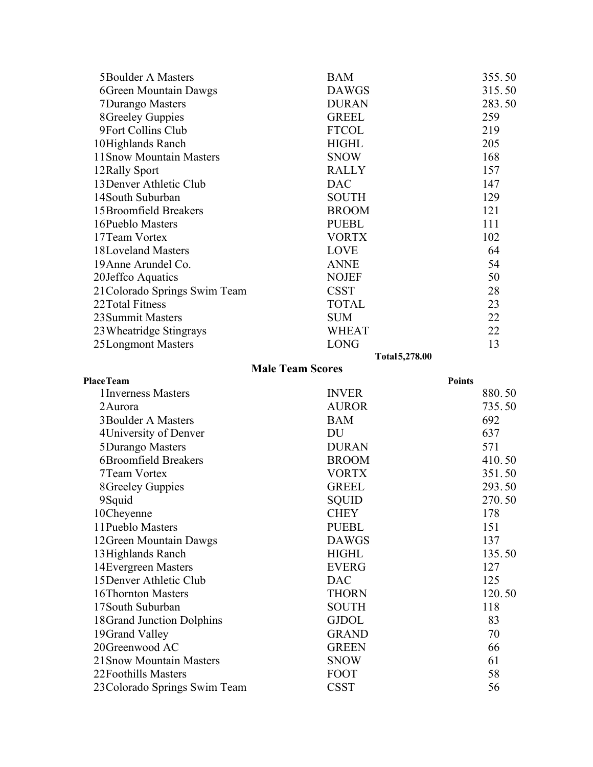| | | |
|---|---|---|
| 5Boulder A Masters | BAM | 355.50 |
| 6Green Mountain Dawgs | DAWGS | 315.50 |
| 7Durango Masters | DURAN | 283.50 |
| 8Greeley Guppies | GREEL | 259 |
| 9Fort Collins Club | FTCOL | 219 |
| 10Highlands Ranch | HIGHL | 205 |
| 11Snow Mountain Masters | SNOW | 168 |
| 12Rally Sport | RALLY | 157 |
| 13Denver Athletic Club | DAC | 147 |
| 14South Suburban | SOUTH | 129 |
| 15Broomfield Breakers | BROOM | 121 |
| 16Pueblo Masters | PUEBL | 111 |
| 17Team Vortex | VORTX | 102 |
| 18Loveland Masters | LOVE | 64 |
| 19Anne Arundel Co. | ANNE | 54 |
| 20Jeffco Aquatics | NOJEF | 50 |
| 21Colorado Springs Swim Team | CSST | 28 |
| 22Total Fitness | TOTAL | 23 |
| 23Summit Masters | SUM | 22 |
| 23Wheatridge Stingrays | WHEAT | 22 |
| 25Longmont Masters | LONG | 13 |

**Total5,278.00**

## Male Team Scores

| PlaceTeam | | Points |
|---|---|---|
| 1Inverness Masters | INVER | 880.50 |
| 2Aurora | AUROR | 735.50 |
| 3Boulder A Masters | BAM | 692 |
| 4University of Denver | DU | 637 |
| 5Durango Masters | DURAN | 571 |
| 6Broomfield Breakers | BROOM | 410.50 |
| 7Team Vortex | VORTX | 351.50 |
| 8Greeley Guppies | GREEL | 293.50 |
| 9Squid | SQUID | 270.50 |
| 10Cheyenne | CHEY | 178 |
| 11Pueblo Masters | PUEBL | 151 |
| 12Green Mountain Dawgs | DAWGS | 137 |
| 13Highlands Ranch | HIGHL | 135.50 |
| 14Evergreen Masters | EVERG | 127 |
| 15Denver Athletic Club | DAC | 125 |
| 16Thornton Masters | THORN | 120.50 |
| 17South Suburban | SOUTH | 118 |
| 18Grand Junction Dolphins | GJDOL | 83 |
| 19Grand Valley | GRAND | 70 |
| 20Greenwood AC | GREEN | 66 |
| 21Snow Mountain Masters | SNOW | 61 |
| 22Foothills Masters | FOOT | 58 |
| 23Colorado Springs Swim Team | CSST | 56 |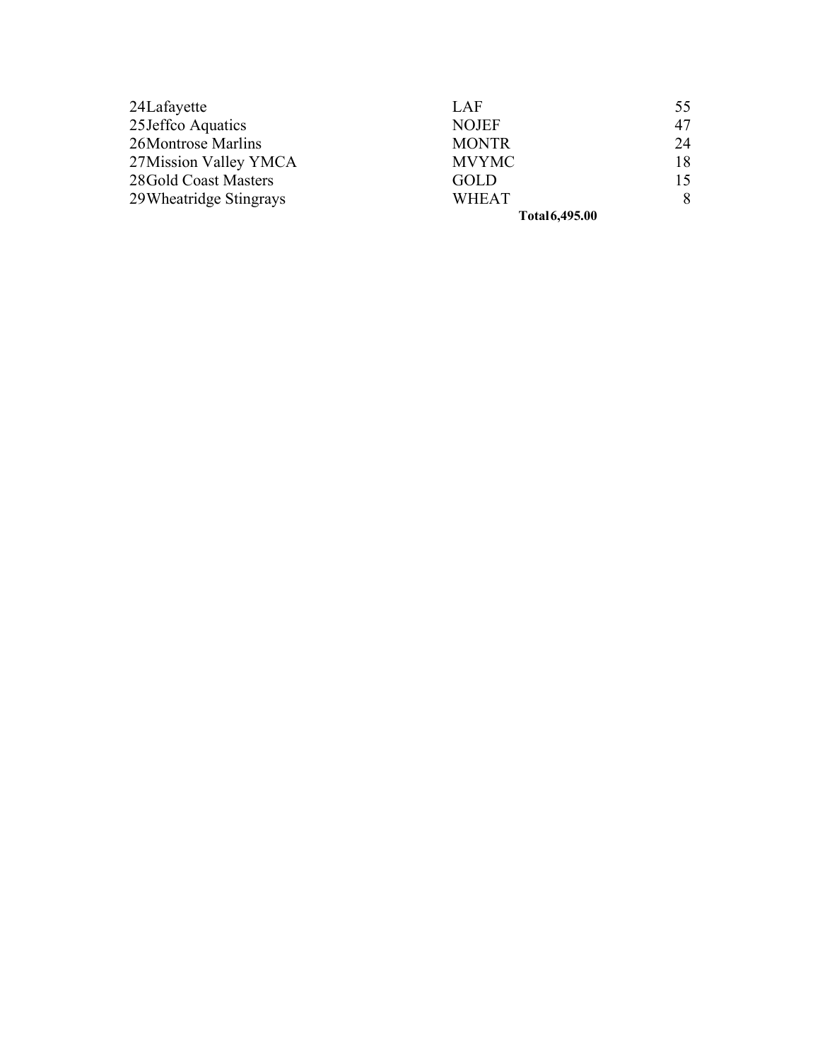| | | | |
|---|---|---|---|
| 24 | Lafayette | LAF | 55 |
| 25 | Jeffco Aquatics | NOJEF | 47 |
| 26 | Montrose Marlins | MONTR | 24 |
| 27 | Mission Valley YMCA | MVYMC | 18 |
| 28 | Gold Coast Masters | GOLD | 15 |
| 29 | Wheatridge Stingrays | WHEAT | 8 |
| | | **Total** | **6,495.00** |